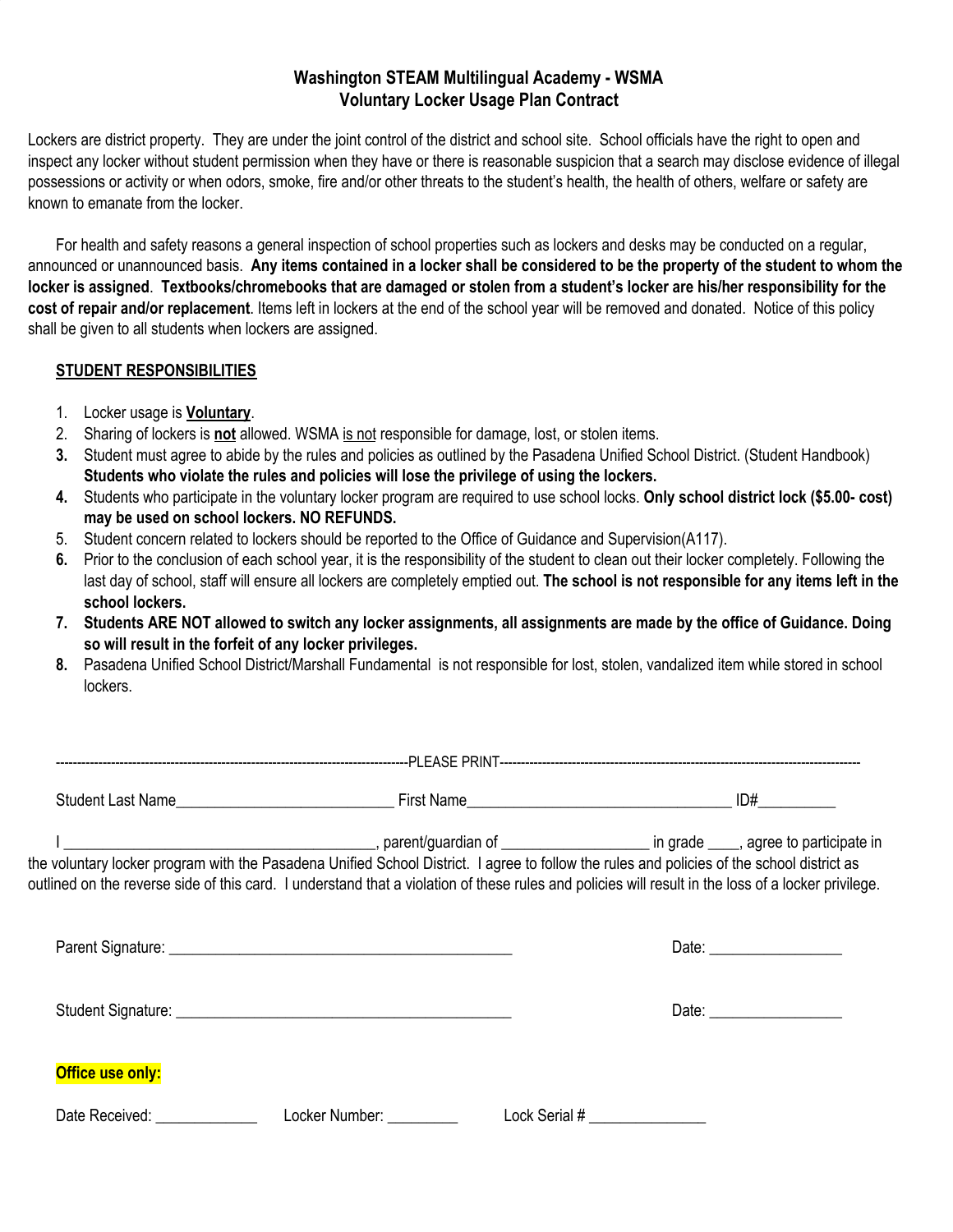# Washington STEAM Multilingual Academy - WSMA
## Voluntary Locker Usage Plan Contract

Lockers are district property. They are under the joint control of the district and school site. School officials have the right to open and inspect any locker without student permission when they have or there is reasonable suspicion that a search may disclose evidence of illegal possessions or activity or when odors, smoke, fire and/or other threats to the student's health, the health of others, welfare or safety are known to emanate from the locker.

For health and safety reasons a general inspection of school properties such as lockers and desks may be conducted on a regular, announced or unannounced basis. **Any items contained in a locker shall be considered to be the property of the student to whom the locker is assigned**. **Textbooks/chromebooks that are damaged or stolen from a student's locker are his/her responsibility for the cost of repair and/or replacement**. Items left in lockers at the end of the school year will be removed and donated. Notice of this policy shall be given to all students when lockers are assigned.

**STUDENT RESPONSIBILITIES**

1. Locker usage is **Voluntary**.
2. Sharing of lockers is **not** allowed. WSMA is not responsible for damage, lost, or stolen items.
3. Student must agree to abide by the rules and policies as outlined by the Pasadena Unified School District. (Student Handbook) **Students who violate the rules and policies will lose the privilege of using the lockers.**
4. Students who participate in the voluntary locker program are required to use school locks. **Only school district lock ($5.00- cost) may be used on school lockers. NO REFUNDS.**
5. Student concern related to lockers should be reported to the Office of Guidance and Supervision(A117).
6. Prior to the conclusion of each school year, it is the responsibility of the student to clean out their locker completely. Following the last day of school, staff will ensure all lockers are completely emptied out. **The school is not responsible for any items left in the school lockers.**
7. **Students ARE NOT allowed to switch any locker assignments, all assignments are made by the office of Guidance. Doing so will result in the forfeit of any locker privileges.**
8. Pasadena Unified School District/Marshall Fundamental is not responsible for lost, stolen, vandalized item while stored in school lockers.

---------------------------------------------------------------------------------------PLEASE PRINT---------------------------------------------------------------------------------------

Student Last Name____________________________ First Name__________________________________ ID#__________

I ________________________________________, parent/guardian of __________________ in grade ____, agree to participate in the voluntary locker program with the Pasadena Unified School District. I agree to follow the rules and policies of the school district as outlined on the reverse side of this card. I understand that a violation of these rules and policies will result in the loss of a locker privilege.

Parent Signature: ____________________________________________ Date: _________________

Student Signature: ____________________________________________ Date: _________________

**Office use only:**

Date Received: _____________ Locker Number: _________ Lock Serial # _______________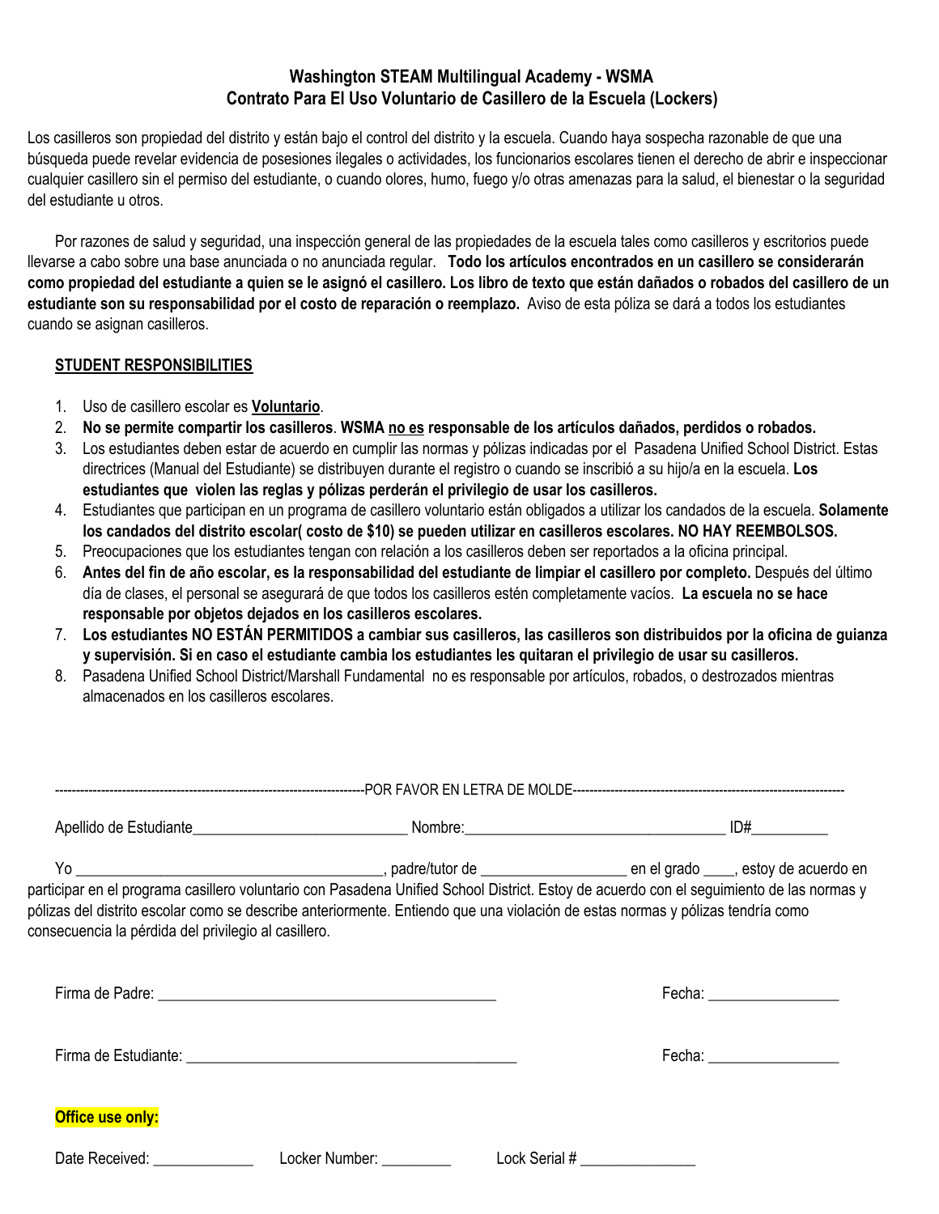# Washington STEAM Multilingual Academy - WSMA
## Contrato Para El Uso Voluntario de Casillero de la Escuela (Lockers)

Los casilleros son propiedad del distrito y están bajo el control del distrito y la escuela. Cuando haya sospecha razonable de que una búsqueda puede revelar evidencia de posesiones ilegales o actividades, los funcionarios escolares tienen el derecho de abrir e inspeccionar cualquier casillero sin el permiso del estudiante, o cuando olores, humo, fuego y/o otras amenazas para la salud, el bienestar o la seguridad del estudiante u otros.

Por razones de salud y seguridad, una inspección general de las propiedades de la escuela tales como casilleros y escritorios puede llevarse a cabo sobre una base anunciada o no anunciada regular. **Todo los artículos encontrados en un casillero se considerarán como propiedad del estudiante a quien se le asignó el casillero. Los libro de texto que están dañados o robados del casillero de un estudiante son su responsabilidad por el costo de reparación o reemplazo.** Aviso de esta póliza se dará a todos los estudiantes cuando se asignan casilleros.

**STUDENT RESPONSIBILITIES**

1. Uso de casillero escolar es **Voluntario**.
2. **No se permite compartir los casilleros**. **WSMA no es responsable de los artículos dañados, perdidos o robados.**
3. Los estudiantes deben estar de acuerdo en cumplir las normas y pólizas indicadas por el Pasadena Unified School District. Estas directrices (Manual del Estudiante) se distribuyen durante el registro o cuando se inscribió a su hijo/a en la escuela. **Los estudiantes que violen las reglas y pólizas perderán el privilegio de usar los casilleros.**
4. Estudiantes que participan en un programa de casillero voluntario están obligados a utilizar los candados de la escuela. **Solamente los candados del distrito escolar( costo de $10) se pueden utilizar en casilleros escolares. NO HAY REEMBOLSOS.**
5. Preocupaciones que los estudiantes tengan con relación a los casilleros deben ser reportados a la oficina principal.
6. **Antes del fin de año escolar, es la responsabilidad del estudiante de limpiar el casillero por completo.** Después del último día de clases, el personal se asegurará de que todos los casilleros estén completamente vacíos. **La escuela no se hace responsable por objetos dejados en los casilleros escolares.**
7. **Los estudiantes NO ESTÁN PERMITIDOS a cambiar sus casilleros, las casilleros son distribuidos por la oficina de guianza y supervisión. Si en caso el estudiante cambia los estudiantes les quitaran el privilegio de usar su casilleros.**
8. Pasadena Unified School District/Marshall Fundamental no es responsable por artículos, robados, o destrozados mientras almacenados en los casilleros escolares.

---------------------------------------------------------------------------POR FAVOR EN LETRA DE MOLDE---------------------------------------------------------------------------

Apellido de Estudiante____________________________ Nombre:___________________________________ ID#__________

Yo _________________________________________, padre/tutor de ___________________ en el grado ____, estoy de acuerdo en participar en el programa casillero voluntario con Pasadena Unified School District. Estoy de acuerdo con el seguimiento de las normas y pólizas del distrito escolar como se describe anteriormente. Entiendo que una violación de estas normas y pólizas tendría como consecuencia la pérdida del privilegio al casillero.

Firma de Padre: _____________________________________________ Fecha: _________________

Firma de Estudiante: ____________________________________________ Fecha: _________________

**Office use only:**

Date Received: _____________ Locker Number: _________ Lock Serial # _______________